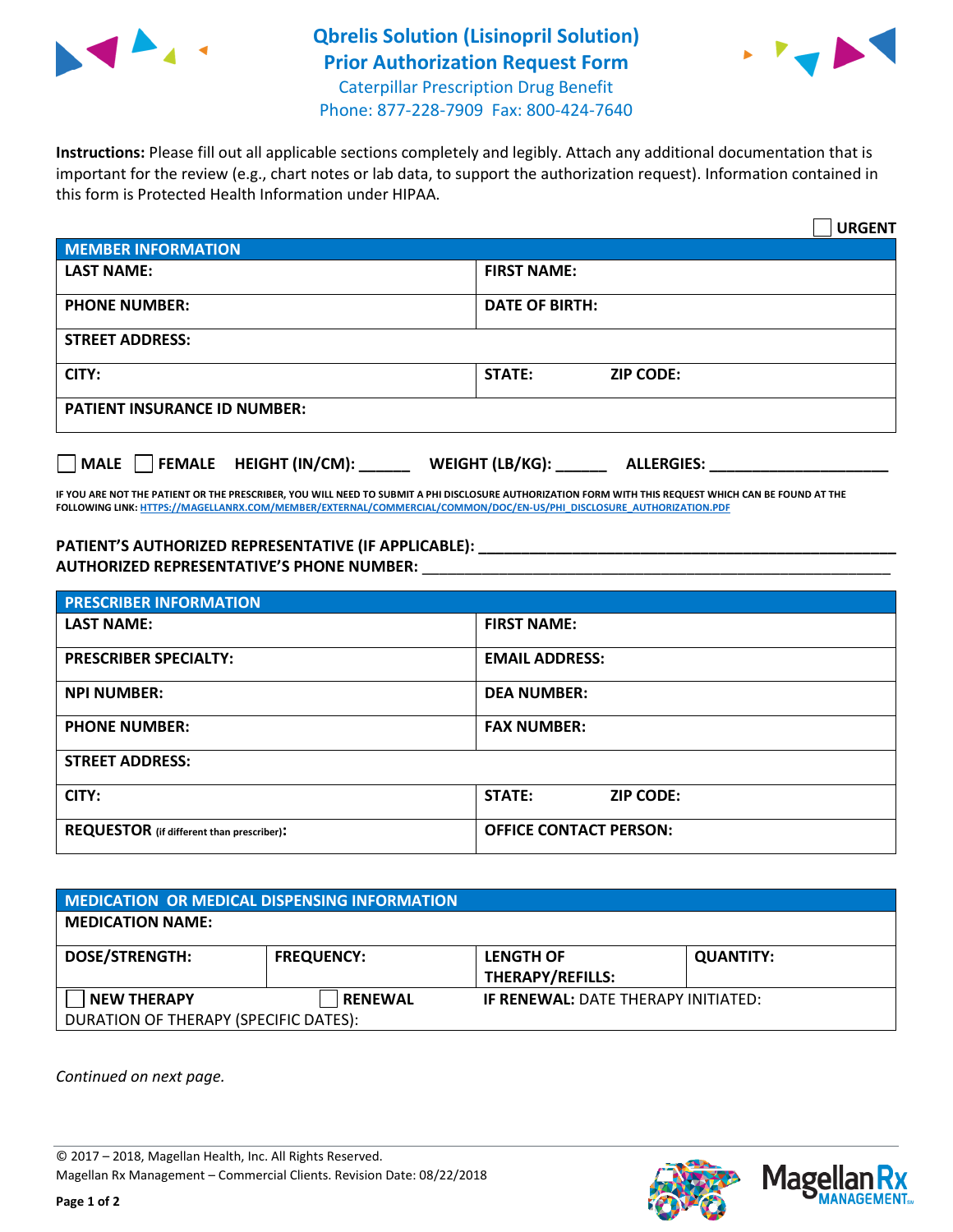# Qbrelis Solution (Lisinopril Solution)
# Prior Authorization Request Form

Caterpillar Prescription Drug Benefit
Phone: 877-228-7909 Fax: 800-424-7640

**Instructions:** Please fill out all applicable sections completely and legibly. Attach any additional documentation that is important for the review (e.g., chart notes or lab data, to support the authorization request). Information contained in this form is Protected Health Information under HIPAA.

☐ **URGENT**

| MEMBER INFORMATION | |
|---|---|
| **LAST NAME:** | **FIRST NAME:** |
| **PHONE NUMBER:** | **DATE OF BIRTH:** |
| **STREET ADDRESS:** | |
| **CITY:** | **STATE:** **ZIP CODE:** |
| **PATIENT INSURANCE ID NUMBER:** | |

☐ **MALE** ☐ **FEMALE** **HEIGHT (IN/CM):** ______ **WEIGHT (LB/KG):** ______ **ALLERGIES:** ____________________

**IF YOU ARE NOT THE PATIENT OR THE PRESCRIBER, YOU WILL NEED TO SUBMIT A PHI DISCLOSURE AUTHORIZATION FORM WITH THIS REQUEST WHICH CAN BE FOUND AT THE FOLLOWING LINK: HTTPS://MAGELLANRX.COM/MEMBER/EXTERNAL/COMMERCIAL/COMMON/DOC/EN-US/PHI_DISCLOSURE_AUTHORIZATION.PDF**

**PATIENT'S AUTHORIZED REPRESENTATIVE (IF APPLICABLE):** ____________________________________________
**AUTHORIZED REPRESENTATIVE'S PHONE NUMBER:** ____________________________________________

| PRESCRIBER INFORMATION | |
|---|---|
| **LAST NAME:** | **FIRST NAME:** |
| **PRESCRIBER SPECIALTY:** | **EMAIL ADDRESS:** |
| **NPI NUMBER:** | **DEA NUMBER:** |
| **PHONE NUMBER:** | **FAX NUMBER:** |
| **STREET ADDRESS:** | |
| **CITY:** | **STATE:** **ZIP CODE:** |
| **REQUESTOR** (if different than prescriber)**:** | **OFFICE CONTACT PERSON:** |

| MEDICATION OR MEDICAL DISPENSING INFORMATION | | | |
|---|---|---|---|
| **MEDICATION NAME:** | | | |
| **DOSE/STRENGTH:** | **FREQUENCY:** | **LENGTH OF THERAPY/REFILLS:** | **QUANTITY:** |
| ☐ **NEW THERAPY** | ☐ **RENEWAL** | **IF RENEWAL:** DATE THERAPY INITIATED: | |
| DURATION OF THERAPY (SPECIFIC DATES): | | | |

*Continued on next page.*

© 2017 – 2018, Magellan Health, Inc. All Rights Reserved.
Magellan Rx Management – Commercial Clients. Revision Date: 08/22/2018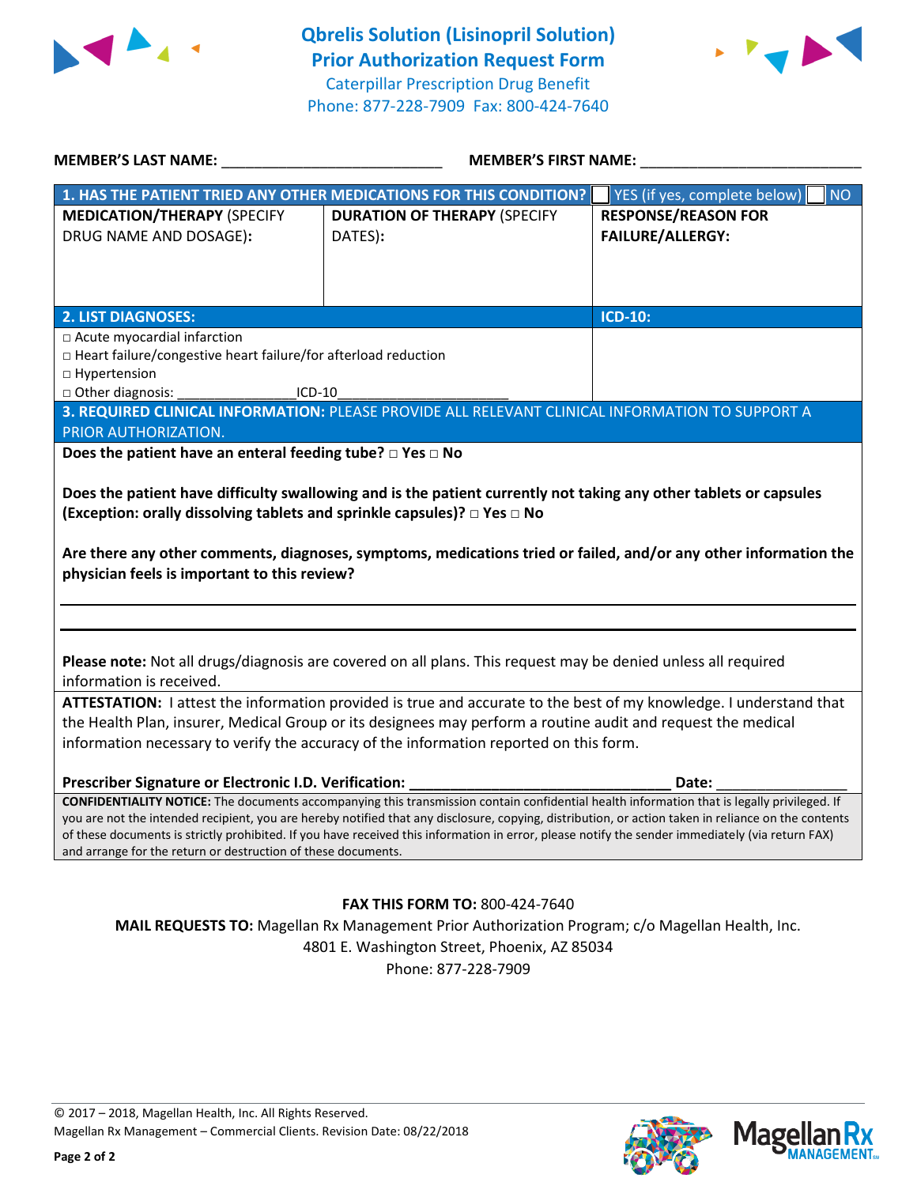# Qbrelis Solution (Lisinopril Solution)
# Prior Authorization Request Form

Caterpillar Prescription Drug Benefit
Phone: 877-228-7909 Fax: 800-424-7640

**MEMBER'S LAST NAME:** ___________________________ **MEMBER'S FIRST NAME:** ___________________________

| **1. HAS THE PATIENT TRIED ANY OTHER MEDICATIONS FOR THIS CONDITION?** | | ☐ YES (if yes, complete below) ☐ NO |
|---|---|---|
| **MEDICATION/THERAPY** (SPECIFY DRUG NAME AND DOSAGE): | **DURATION OF THERAPY** (SPECIFY DATES): | **RESPONSE/REASON FOR FAILURE/ALLERGY:** |
| | | |

| **2. LIST DIAGNOSES:** | **ICD-10:** |
|---|---|
| □ Acute myocardial infarction<br>□ Heart failure/congestive heart failure/for afterload reduction<br>□ Hypertension<br>□ Other diagnosis: _______________ICD-10______________________ | |

**3. REQUIRED CLINICAL INFORMATION:** PLEASE PROVIDE ALL RELEVANT CLINICAL INFORMATION TO SUPPORT A PRIOR AUTHORIZATION.

**Does the patient have an enteral feeding tube? □ Yes □ No**

**Does the patient have difficulty swallowing and is the patient currently not taking any other tablets or capsules (Exception: orally dissolving tablets and sprinkle capsules)? □ Yes □ No**

**Are there any other comments, diagnoses, symptoms, medications tried or failed, and/or any other information the physician feels is important to this review?**

_______________________________________________________________________________

_______________________________________________________________________________

**Please note:** Not all drugs/diagnosis are covered on all plans. This request may be denied unless all required information is received.

**ATTESTATION:** I attest the information provided is true and accurate to the best of my knowledge. I understand that the Health Plan, insurer, Medical Group or its designees may perform a routine audit and request the medical information necessary to verify the accuracy of the information reported on this form.

**Prescriber Signature or Electronic I.D. Verification:** _________________________________ **Date:** ________________

**CONFIDENTIALITY NOTICE:** The documents accompanying this transmission contain confidential health information that is legally privileged. If you are not the intended recipient, you are hereby notified that any disclosure, copying, distribution, or action taken in reliance on the contents of these documents is strictly prohibited. If you have received this information in error, please notify the sender immediately (via return FAX) and arrange for the return or destruction of these documents.

**FAX THIS FORM TO:** 800-424-7640
**MAIL REQUESTS TO:** Magellan Rx Management Prior Authorization Program; c/o Magellan Health, Inc.
4801 E. Washington Street, Phoenix, AZ 85034
Phone: 877-228-7909

© 2017 – 2018, Magellan Health, Inc. All Rights Reserved.
Magellan Rx Management – Commercial Clients. Revision Date: 08/22/2018